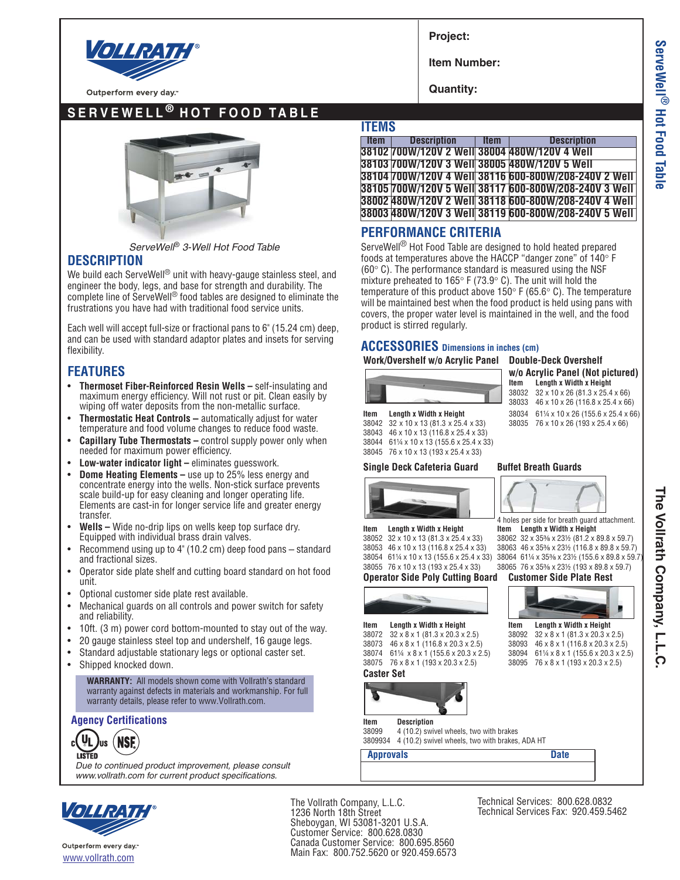Project:

Item Number:

Quantity:

# SERVEWELL® HOT FOOD TABLE

*ServeWell® 3-Well Hot Food Table*

## DESCRIPTION

We build each ServeWell® unit with heavy-gauge stainless steel, and engineer the body, legs, and base for strength and durability. The complete line of ServeWell® food tables are designed to eliminate the frustrations you have had with traditional food service units.

Each well will accept full-size or fractional pans to 6" (15.24 cm) deep, and can be used with standard adaptor plates and insets for serving flexibility.

## FEATURES

- **Thermoset Fiber-Reinforced Resin Wells –** self-insulating and maximum energy efficiency. Will not rust or pit. Clean easily by wiping off water deposits from the non-metallic surface.
- **Thermostatic Heat Controls –** automatically adjust for water temperature and food volume changes to reduce food waste.
- **Capillary Tube Thermostats –** control supply power only when needed for maximum power efficiency.
- **Low-water indicator light –** eliminates guesswork.
- **Dome Heating Elements –** use up to 25% less energy and concentrate energy into the wells. Non-stick surface prevents scale build-up for easy cleaning and longer operating life. Elements are cast-in for longer service life and greater energy transfer.
- **Wells –** Wide no-drip lips on wells keep top surface dry. Equipped with individual brass drain valves.
- Recommend using up to 4" (10.2 cm) deep food pans – standard and fractional sizes.
- Operator side plate shelf and cutting board standard on hot food unit.
- Optional customer side plate rest available.
- Mechanical guards on all controls and power switch for safety and reliability.
- 10ft. (3 m) power cord bottom-mounted to stay out of the way.
- 20 gauge stainless steel top and undershelf, 16 gauge legs.
- Standard adjustable stationary legs or optional caster set.
- Shipped knocked down.

**WARRANTY:** All models shown come with Vollrath's standard warranty against defects in materials and workmanship. For full warranty details, please refer to www.Vollrath.com.

### Agency Certifications

cULus LISTED, NSF

*Due to continued product improvement, please consult www.vollrath.com for current product specifications.*

## ITEMS

| Item | Description | Item | Description |
|---|---|---|---|
| 38102 | 700W/120V 2 Well | 38004 | 480W/120V 4 Well |
| 38103 | 700W/120V 3 Well | 38005 | 480W/120V 5 Well |
| 38104 | 700W/120V 4 Well | 38116 | 600-800W/208-240V 2 Well |
| 38105 | 700W/120V 5 Well | 38117 | 600-800W/208-240V 3 Well |
| 38002 | 480W/120V 2 Well | 38118 | 600-800W/208-240V 4 Well |
| 38003 | 480W/120V 3 Well | 38119 | 600-800W/208-240V 5 Well |

## PERFORMANCE CRITERIA

ServeWell® Hot Food Table are designed to hold heated prepared foods at temperatures above the HACCP "danger zone" of 140° F (60° C). The performance standard is measured using the NSF mixture preheated to 165° F (73.9° C). The unit will hold the temperature of this product above 150° F (65.6° C). The temperature will be maintained best when the food product is held using pans with covers, the proper water level is maintained in the well, and the food product is stirred regularly.

## ACCESSORIES Dimensions in inches (cm)

### Work/Overshelf w/o Acrylic Panel

| Item | Length x Width x Height |
|---|---|
| 38042 | 32 x 10 x 13 (81.3 x 25.4 x 33) |
| 38043 | 46 x 10 x 13 (116.8 x 25.4 x 33) |
| 38044 | 61¼ x 10 x 13 (155.6 x 25.4 x 33) |
| 38045 | 76 x 10 x 13 (193 x 25.4 x 33) |

### Double-Deck Overshelf w/o Acrylic Panel (Not pictured)

| Item | Length x Width x Height |
|---|---|
| 38032 | 32 x 10 x 26 (81.3 x 25.4 x 66) |
| 38033 | 46 x 10 x 26 (116.8 x 25.4 x 66) |
| 38034 | 61¼ x 10 x 26 (155.6 x 25.4 x 66) |
| 38035 | 76 x 10 x 26 (193 x 25.4 x 66) |

### Single Deck Cafeteria Guard

| Item | Length x Width x Height |
|---|---|
| 38052 | 32 x 10 x 13 (81.3 x 25.4 x 33) |
| 38053 | 46 x 10 x 13 (116.8 x 25.4 x 33) |
| 38054 | 61¼ x 10 x 13 (155.6 x 25.4 x 33) |
| 38055 | 76 x 10 x 13 (193 x 25.4 x 33) |

### Buffet Breath Guards

4 holes per side for breath guard attachment.

| Item | Length x Width x Height |
|---|---|
| 38062 | 32 x 35⅜ x 23½ (81.2 x 89.8 x 59.7) |
| 38063 | 46 x 35⅜ x 23½ (116.8 x 89.8 x 59.7) |
| 38064 | 61¼ x 35⅜ x 23½ (155.6 x 89.8 x 59.7) |
| 38065 | 76 x 35⅜ x 23½ (193 x 89.8 x 59.7) |

### Operator Side Poly Cutting Board

| Item | Length x Width x Height |
|---|---|
| 38072 | 32 x 8 x 1 (81.3 x 20.3 x 2.5) |
| 38073 | 46 x 8 x 1 (116.8 x 20.3 x 2.5) |
| 38074 | 61¼ x 8 x 1 (155.6 x 20.3 x 2.5) |
| 38075 | 76 x 8 x 1 (193 x 20.3 x 2.5) |

### Customer Side Plate Rest

| Item | Length x Width x Height |
|---|---|
| 38092 | 32 x 8 x 1 (81.3 x 20.3 x 2.5) |
| 38093 | 46 x 8 x 1 (116.8 x 20.3 x 2.5) |
| 38094 | 61¼ x 8 x 1 (155.6 x 20.3 x 2.5) |
| 38095 | 76 x 8 x 1 (193 x 20.3 x 2.5) |

### Caster Set

| Item | Description |
|---|---|
| 38099 | 4 (10.2) swivel wheels, two with brakes |
| 3809934 | 4 (10.2) swivel wheels, two with brakes, ADA HT |

| Approvals | Date |
|---|---|
| | |

Outperform every day.™

www.vollrath.com

The Vollrath Company, L.L.C.
1236 North 18th Street
Sheboygan, WI 53081-3201 U.S.A.
Customer Service: 800.628.0830
Canada Customer Service: 800.695.8560
Main Fax: 800.752.5620 or 920.459.6573

Technical Services: 800.628.0832
Technical Services Fax: 920.459.5462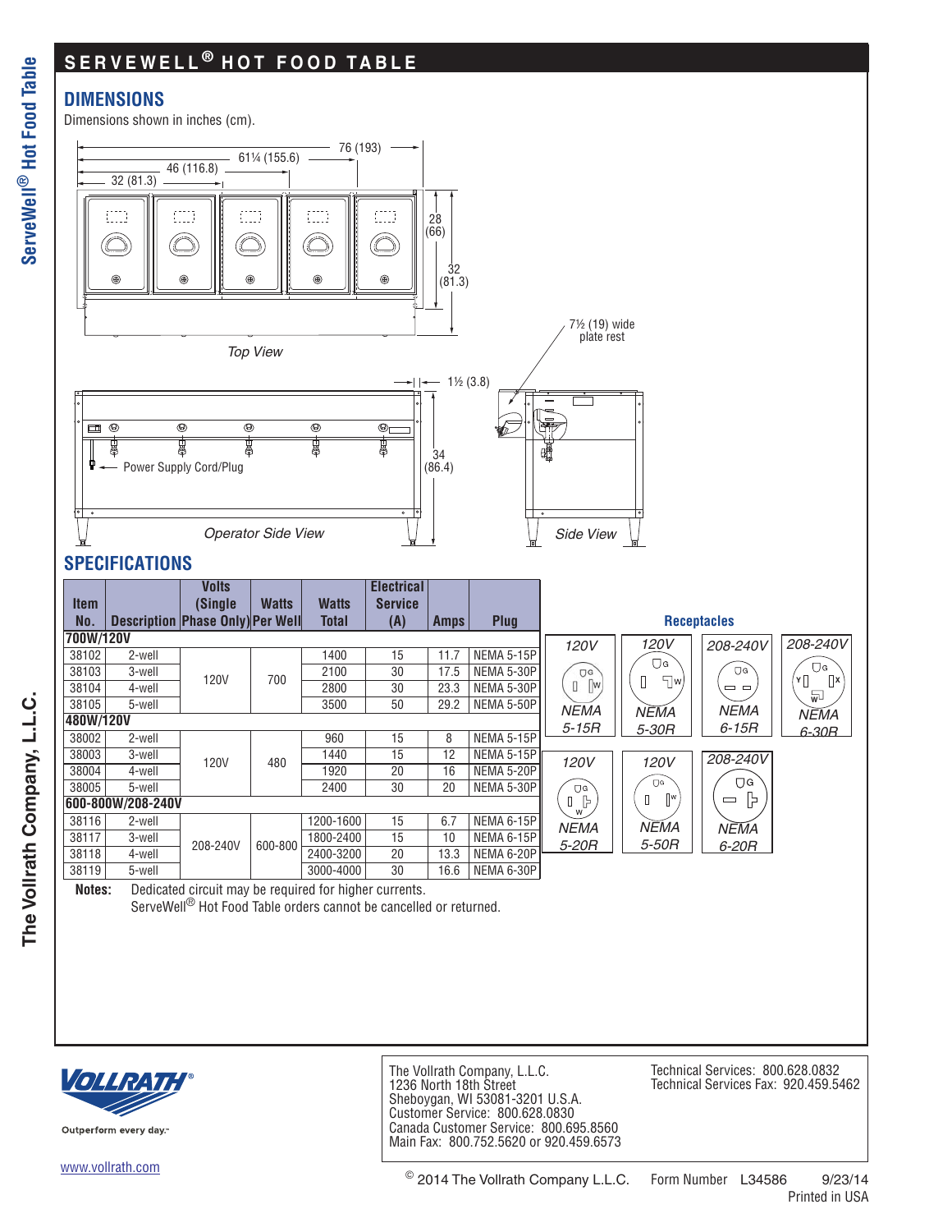# SERVEWELL® HOT FOOD TABLE

## DIMENSIONS

Dimensions shown in inches (cm).

76 (193)
61¼ (155.6)
46 (116.8)
32 (81.3)
28 (66)
32 (81.3)
7½ (19) wide plate rest

*Top View*

1½ (3.8)
34 (86.4)
Power Supply Cord/Plug

*Operator Side View*

*Side View*

## SPECIFICATIONS

| Item No. | Description | Volts (Single Phase Only) | Watts Per Well | Watts Total | Electrical Service (A) | Amps | Plug |
|---|---|---|---|---|---|---|---|
| **700W/120V** | | | | | | | |
| 38102 | 2-well | 120V | 700 | 1400 | 15 | 11.7 | NEMA 5-15P |
| 38103 | 3-well | | | 2100 | 30 | 17.5 | NEMA 5-30P |
| 38104 | 4-well | | | 2800 | 30 | 23.3 | NEMA 5-30P |
| 38105 | 5-well | | | 3500 | 50 | 29.2 | NEMA 5-50P |
| **480W/120V** | | | | | | | |
| 38002 | 2-well | 120V | 480 | 960 | 15 | 8 | NEMA 5-15P |
| 38003 | 3-well | | | 1440 | 15 | 12 | NEMA 5-15P |
| 38004 | 4-well | | | 1920 | 20 | 16 | NEMA 5-20P |
| 38005 | 5-well | | | 2400 | 30 | 20 | NEMA 5-30P |
| **600-800W/208-240V** | | | | | | | |
| 38116 | 2-well | 208-240V | 600-800 | 1200-1600 | 15 | 6.7 | NEMA 6-15P |
| 38117 | 3-well | | | 1800-2400 | 15 | 10 | NEMA 6-15P |
| 38118 | 4-well | | | 2400-3200 | 20 | 13.3 | NEMA 6-20P |
| 38119 | 5-well | | | 3000-4000 | 30 | 16.6 | NEMA 6-30P |

**Receptacles**

120V NEMA 5-15R
120V NEMA 5-30R
208-240V NEMA 6-15R
208-240V NEMA 6-30R
120V NEMA 5-20R
120V NEMA 5-50R
208-240V NEMA 6-20R

**Notes:** Dedicated circuit may be required for higher currents.
ServeWell® Hot Food Table orders cannot be cancelled or returned.

Outperform every day.™

www.vollrath.com

The Vollrath Company, L.L.C.
1236 North 18th Street
Sheboygan, WI 53081-3201 U.S.A.
Customer Service: 800.628.0830
Canada Customer Service: 800.695.8560
Main Fax: 800.752.5620 or 920.459.6573

Technical Services: 800.628.0832
Technical Services Fax: 920.459.5462

© 2014 The Vollrath Company L.L.C. Form Number L34586 9/23/14
Printed in USA